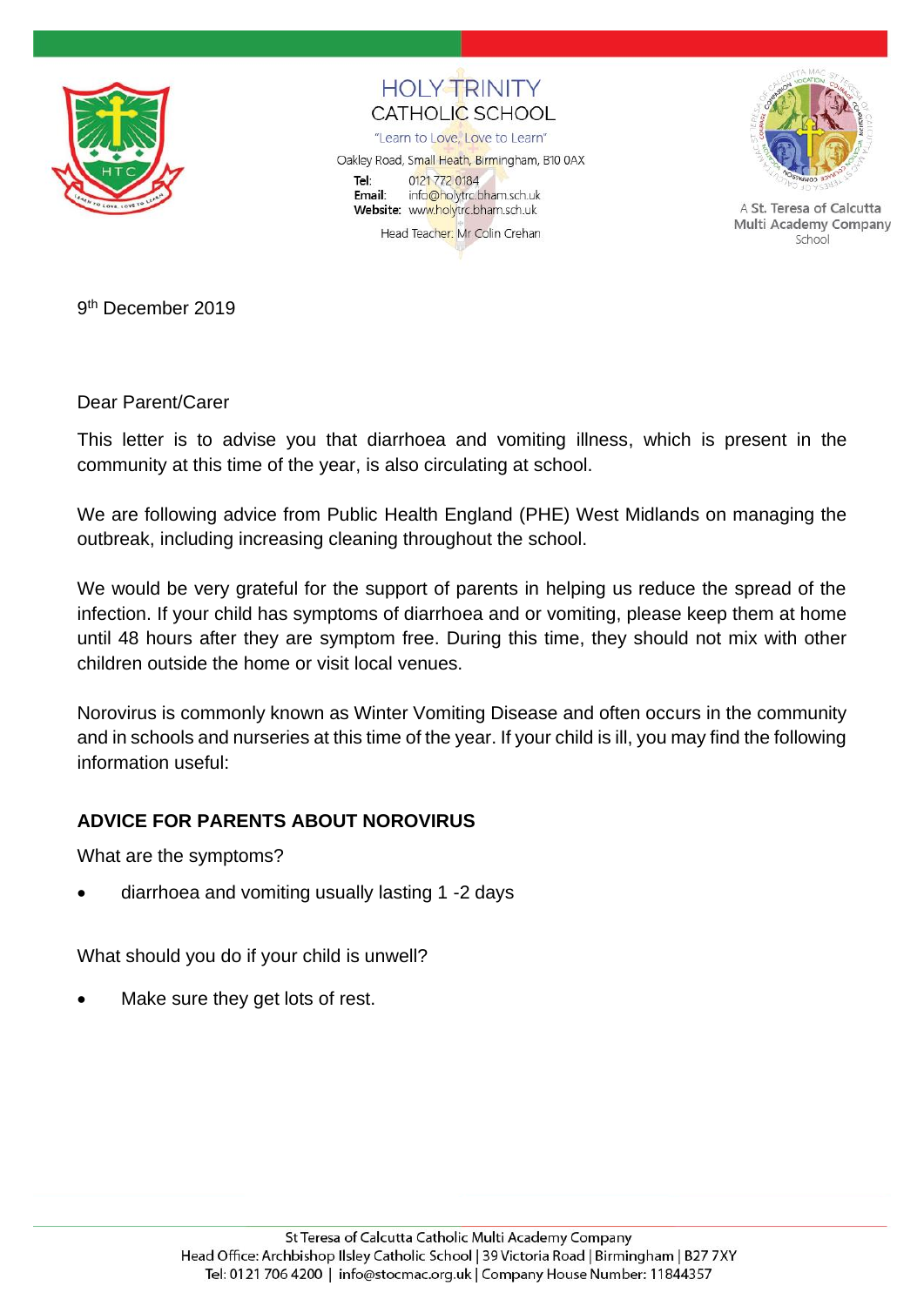HOLY TRINITY
CATHOLIC SCHOOL

"Learn to Love, Love to Learn"

Oakley Road, Small Heath, Birmingham, B10 0AX

**Tel:** 0121 772 0184
**Email:** info@holytrc.bham.sch.uk
**Website:** www.holytrc.bham.sch.uk

Head Teacher: Mr Colin Crehan

A **St. Teresa of Calcutta Multi Academy Company** School

9th December 2019

Dear Parent/Carer

This letter is to advise you that diarrhoea and vomiting illness, which is present in the community at this time of the year, is also circulating at school.

We are following advice from Public Health England (PHE) West Midlands on managing the outbreak, including increasing cleaning throughout the school.

We would be very grateful for the support of parents in helping us reduce the spread of the infection. If your child has symptoms of diarrhoea and or vomiting, please keep them at home until 48 hours after they are symptom free. During this time, they should not mix with other children outside the home or visit local venues.

Norovirus is commonly known as Winter Vomiting Disease and often occurs in the community and in schools and nurseries at this time of the year. If your child is ill, you may find the following information useful:

**ADVICE FOR PARENTS ABOUT NOROVIRUS**

What are the symptoms?

- diarrhoea and vomiting usually lasting 1 -2 days

What should you do if your child is unwell?

- Make sure they get lots of rest.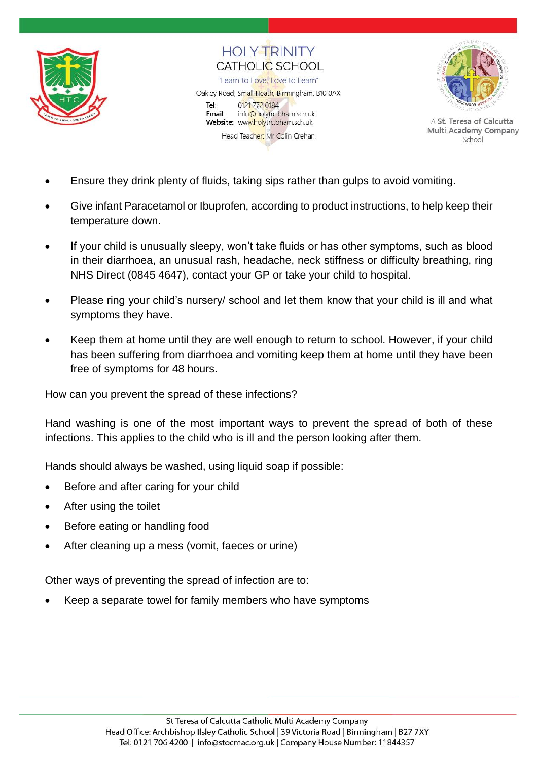- Ensure they drink plenty of fluids, taking sips rather than gulps to avoid vomiting.
- Give infant Paracetamol or Ibuprofen, according to product instructions, to help keep their temperature down.
- If your child is unusually sleepy, won't take fluids or has other symptoms, such as blood in their diarrhoea, an unusual rash, headache, neck stiffness or difficulty breathing, ring NHS Direct (0845 4647), contact your GP or take your child to hospital.
- Please ring your child's nursery/ school and let them know that your child is ill and what symptoms they have.
- Keep them at home until they are well enough to return to school. However, if your child has been suffering from diarrhoea and vomiting keep them at home until they have been free of symptoms for 48 hours.

How can you prevent the spread of these infections?

Hand washing is one of the most important ways to prevent the spread of both of these infections. This applies to the child who is ill and the person looking after them.

Hands should always be washed, using liquid soap if possible:

- Before and after caring for your child
- After using the toilet
- Before eating or handling food
- After cleaning up a mess (vomit, faeces or urine)

Other ways of preventing the spread of infection are to:

- Keep a separate towel for family members who have symptoms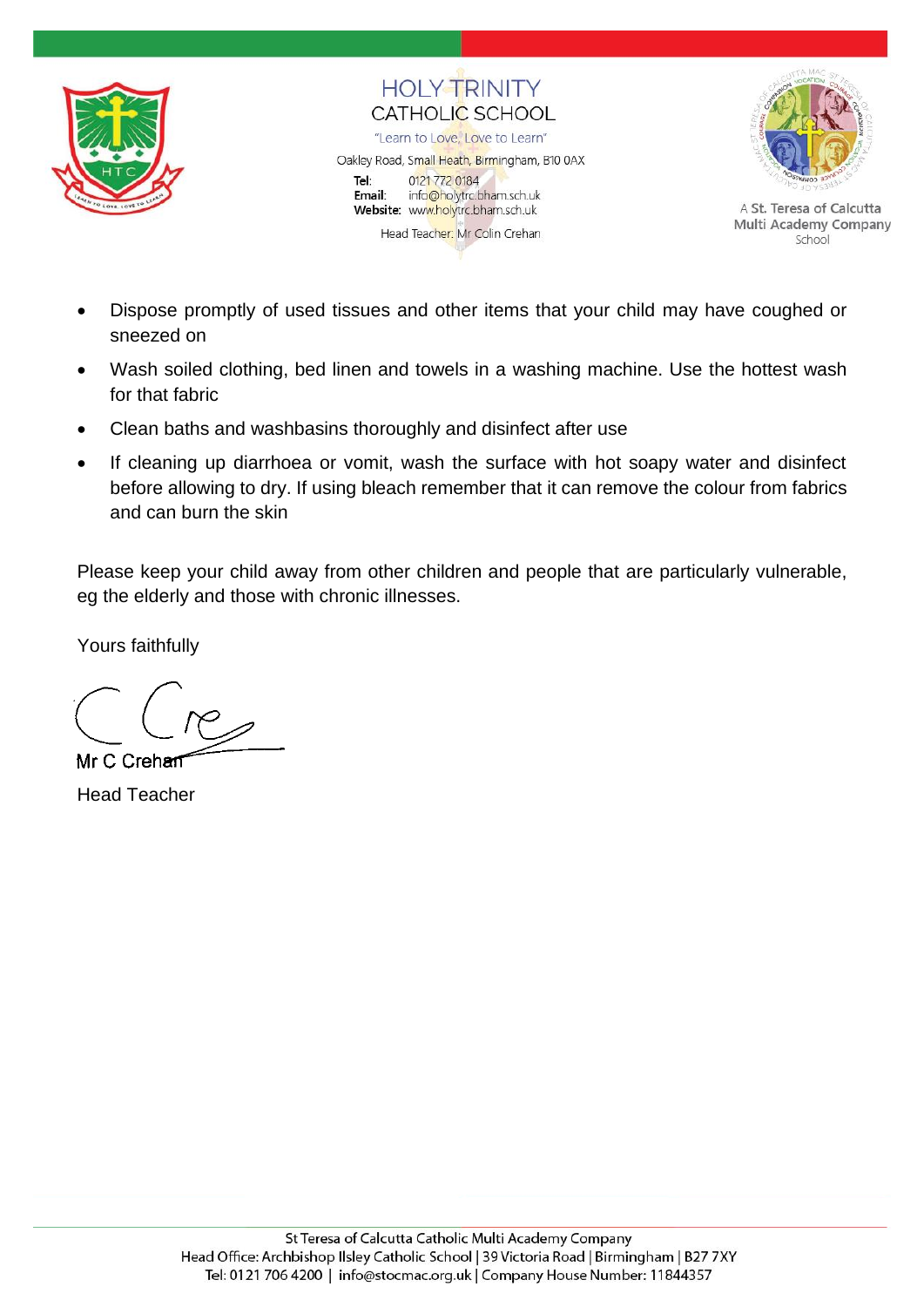- Dispose promptly of used tissues and other items that your child may have coughed or sneezed on
- Wash soiled clothing, bed linen and towels in a washing machine. Use the hottest wash for that fabric
- Clean baths and washbasins thoroughly and disinfect after use
- If cleaning up diarrhoea or vomit, wash the surface with hot soapy water and disinfect before allowing to dry. If using bleach remember that it can remove the colour from fabrics and can burn the skin

Please keep your child away from other children and people that are particularly vulnerable, eg the elderly and those with chronic illnesses.

Yours faithfully

Mr C Crehan

Head Teacher